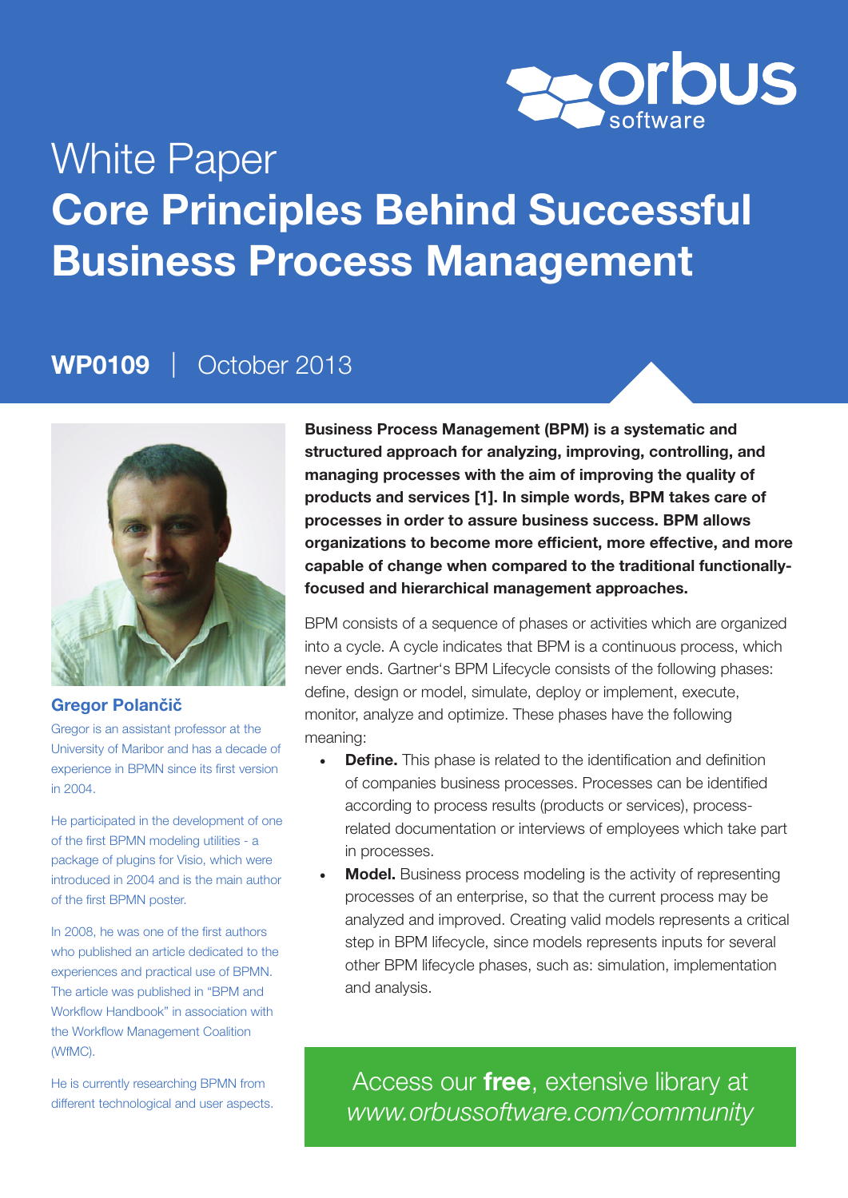White Paper

# Core Principles Behind Successful Business Process Management

**WP0109** | October 2013

**Gregor Polančič**

Gregor is an assistant professor at the University of Maribor and has a decade of experience in BPMN since its first version in 2004.

He participated in the development of one of the first BPMN modeling utilities - a package of plugins for Visio, which were introduced in 2004 and is the main author of the first BPMN poster.

In 2008, he was one of the first authors who published an article dedicated to the experiences and practical use of BPMN. The article was published in "BPM and Workflow Handbook" in association with the Workflow Management Coalition (WfMC).

He is currently researching BPMN from different technological and user aspects.

**Business Process Management (BPM) is a systematic and structured approach for analyzing, improving, controlling, and managing processes with the aim of improving the quality of products and services [1]. In simple words, BPM takes care of processes in order to assure business success. BPM allows organizations to become more efficient, more effective, and more capable of change when compared to the traditional functionally-focused and hierarchical management approaches.**

BPM consists of a sequence of phases or activities which are organized into a cycle. A cycle indicates that BPM is a continuous process, which never ends. Gartner's BPM Lifecycle consists of the following phases: define, design or model, simulate, deploy or implement, execute, monitor, analyze and optimize. These phases have the following meaning:

- **Define.** This phase is related to the identification and definition of companies business processes. Processes can be identified according to process results (products or services), process-related documentation or interviews of employees which take part in processes.
- **Model.** Business process modeling is the activity of representing processes of an enterprise, so that the current process may be analyzed and improved. Creating valid models represents a critical step in BPM lifecycle, since models represents inputs for several other BPM lifecycle phases, such as: simulation, implementation and analysis.

Access our **free**, extensive library at *www.orbussoftware.com/community*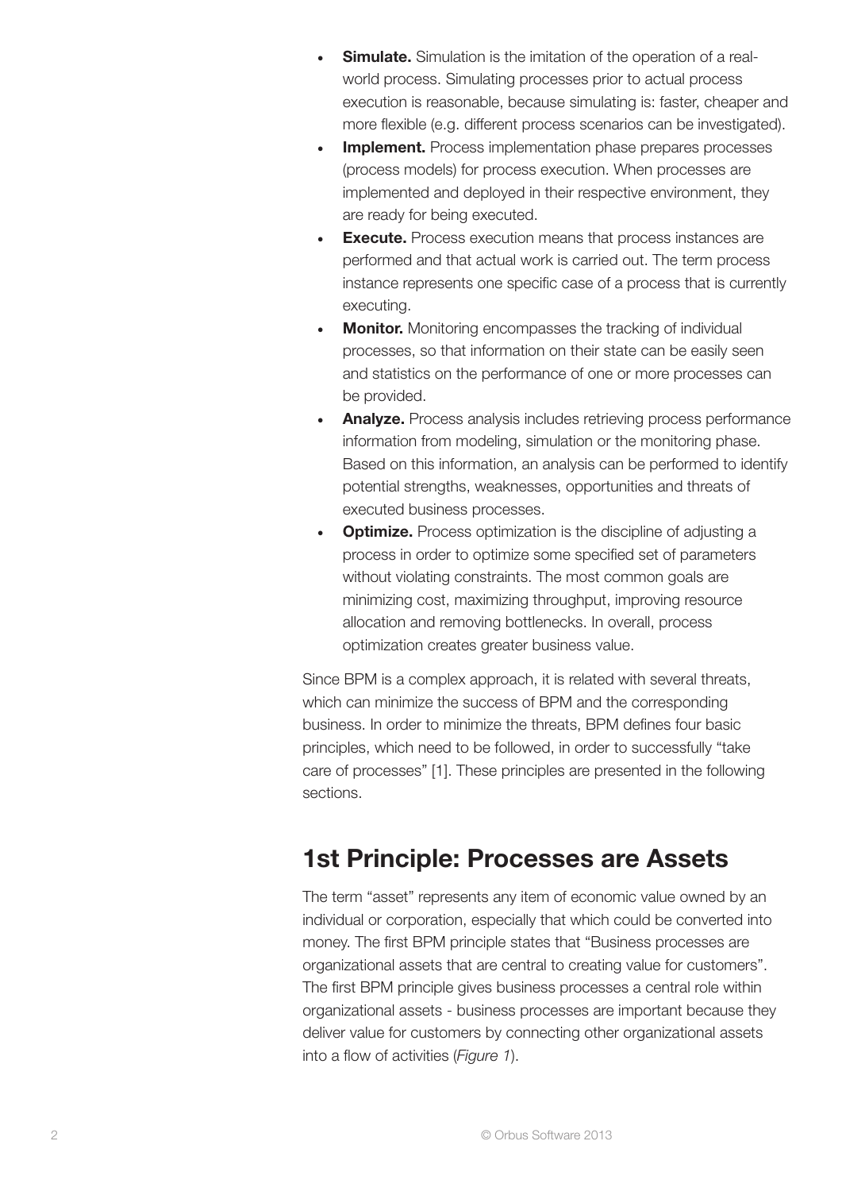- **Simulate.** Simulation is the imitation of the operation of a real-world process. Simulating processes prior to actual process execution is reasonable, because simulating is: faster, cheaper and more flexible (e.g. different process scenarios can be investigated).
- **Implement.** Process implementation phase prepares processes (process models) for process execution. When processes are implemented and deployed in their respective environment, they are ready for being executed.
- **Execute.** Process execution means that process instances are performed and that actual work is carried out. The term process instance represents one specific case of a process that is currently executing.
- **Monitor.** Monitoring encompasses the tracking of individual processes, so that information on their state can be easily seen and statistics on the performance of one or more processes can be provided.
- **Analyze.** Process analysis includes retrieving process performance information from modeling, simulation or the monitoring phase. Based on this information, an analysis can be performed to identify potential strengths, weaknesses, opportunities and threats of executed business processes.
- **Optimize.** Process optimization is the discipline of adjusting a process in order to optimize some specified set of parameters without violating constraints. The most common goals are minimizing cost, maximizing throughput, improving resource allocation and removing bottlenecks. In overall, process optimization creates greater business value.

Since BPM is a complex approach, it is related with several threats, which can minimize the success of BPM and the corresponding business. In order to minimize the threats, BPM defines four basic principles, which need to be followed, in order to successfully "take care of processes" [1]. These principles are presented in the following sections.

## 1st Principle: Processes are Assets

The term "asset" represents any item of economic value owned by an individual or corporation, especially that which could be converted into money. The first BPM principle states that "Business processes are organizational assets that are central to creating value for customers". The first BPM principle gives business processes a central role within organizational assets - business processes are important because they deliver value for customers by connecting other organizational assets into a flow of activities (*Figure 1*).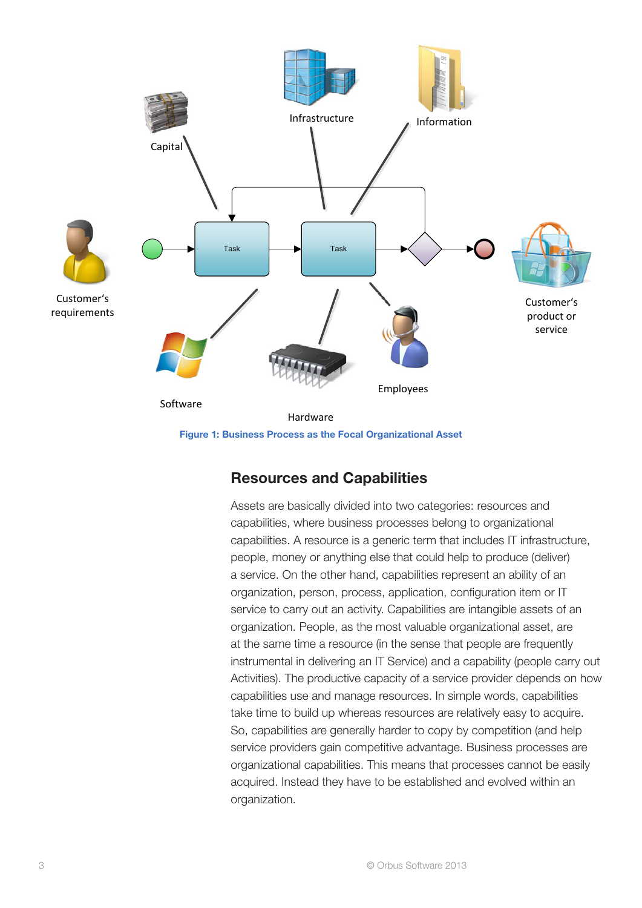Figure 1: Business Process as the Focal Organizational Asset

## Resources and Capabilities

Assets are basically divided into two categories: resources and capabilities, where business processes belong to organizational capabilities. A resource is a generic term that includes IT infrastructure, people, money or anything else that could help to produce (deliver) a service. On the other hand, capabilities represent an ability of an organization, person, process, application, configuration item or IT service to carry out an activity. Capabilities are intangible assets of an organization. People, as the most valuable organizational asset, are at the same time a resource (in the sense that people are frequently instrumental in delivering an IT Service) and a capability (people carry out Activities). The productive capacity of a service provider depends on how capabilities use and manage resources. In simple words, capabilities take time to build up whereas resources are relatively easy to acquire. So, capabilities are generally harder to copy by competition (and help service providers gain competitive advantage. Business processes are organizational capabilities. This means that processes cannot be easily acquired. Instead they have to be established and evolved within an organization.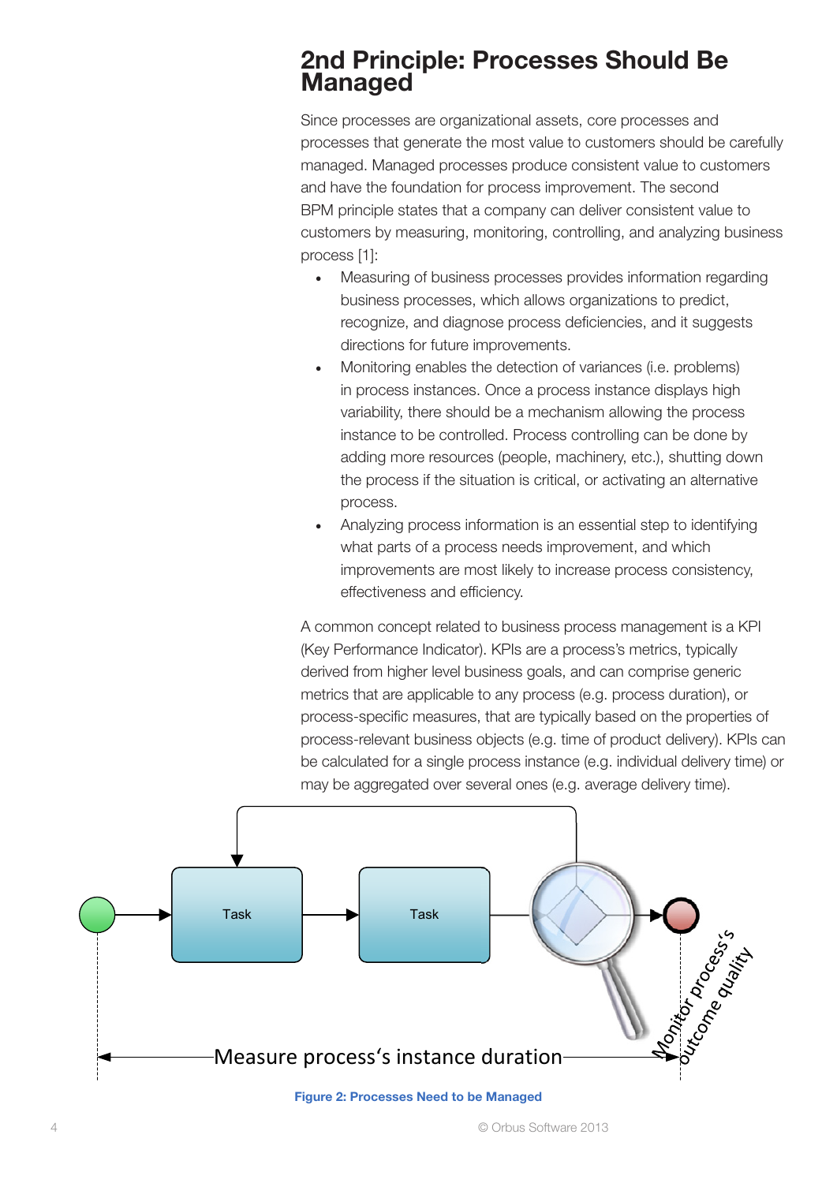## 2nd Principle: Processes Should Be Managed

Since processes are organizational assets, core processes and processes that generate the most value to customers should be carefully managed. Managed processes produce consistent value to customers and have the foundation for process improvement. The second BPM principle states that a company can deliver consistent value to customers by measuring, monitoring, controlling, and analyzing business process [1]:

- Measuring of business processes provides information regarding business processes, which allows organizations to predict, recognize, and diagnose process deficiencies, and it suggests directions for future improvements.
- Monitoring enables the detection of variances (i.e. problems) in process instances. Once a process instance displays high variability, there should be a mechanism allowing the process instance to be controlled. Process controlling can be done by adding more resources (people, machinery, etc.), shutting down the process if the situation is critical, or activating an alternative process.
- Analyzing process information is an essential step to identifying what parts of a process needs improvement, and which improvements are most likely to increase process consistency, effectiveness and efficiency.

A common concept related to business process management is a KPI (Key Performance Indicator). KPIs are a process's metrics, typically derived from higher level business goals, and can comprise generic metrics that are applicable to any process (e.g. process duration), or process-specific measures, that are typically based on the properties of process-relevant business objects (e.g. time of product delivery). KPIs can be calculated for a single process instance (e.g. individual delivery time) or may be aggregated over several ones (e.g. average delivery time).

**Figure 2: Processes Need to be Managed**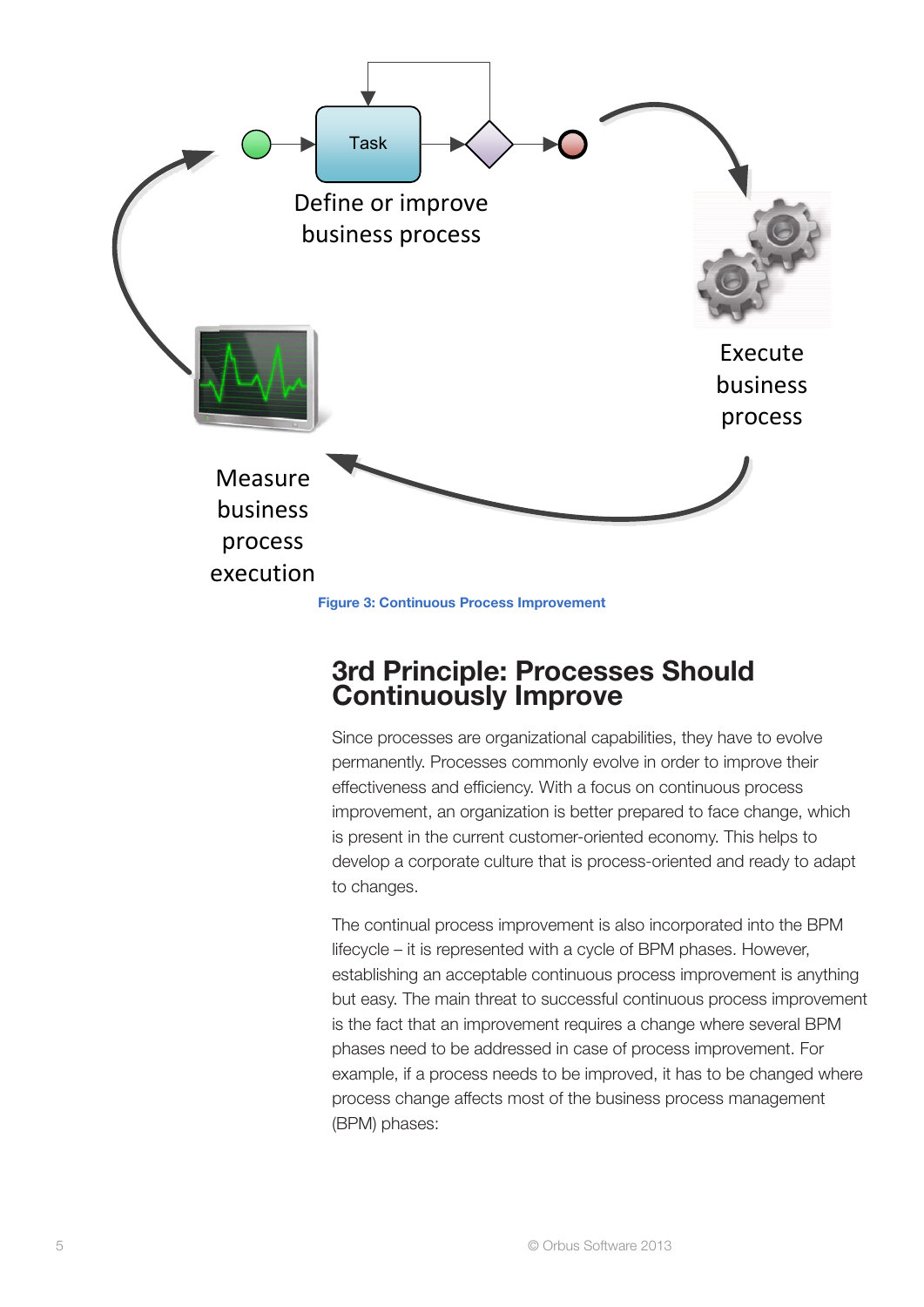Figure 3: Continuous Process Improvement

## 3rd Principle: Processes Should Continuously Improve

Since processes are organizational capabilities, they have to evolve permanently. Processes commonly evolve in order to improve their effectiveness and efficiency. With a focus on continuous process improvement, an organization is better prepared to face change, which is present in the current customer-oriented economy. This helps to develop a corporate culture that is process-oriented and ready to adapt to changes.

The continual process improvement is also incorporated into the BPM lifecycle – it is represented with a cycle of BPM phases. However, establishing an acceptable continuous process improvement is anything but easy. The main threat to successful continuous process improvement is the fact that an improvement requires a change where several BPM phases need to be addressed in case of process improvement. For example, if a process needs to be improved, it has to be changed where process change affects most of the business process management (BPM) phases: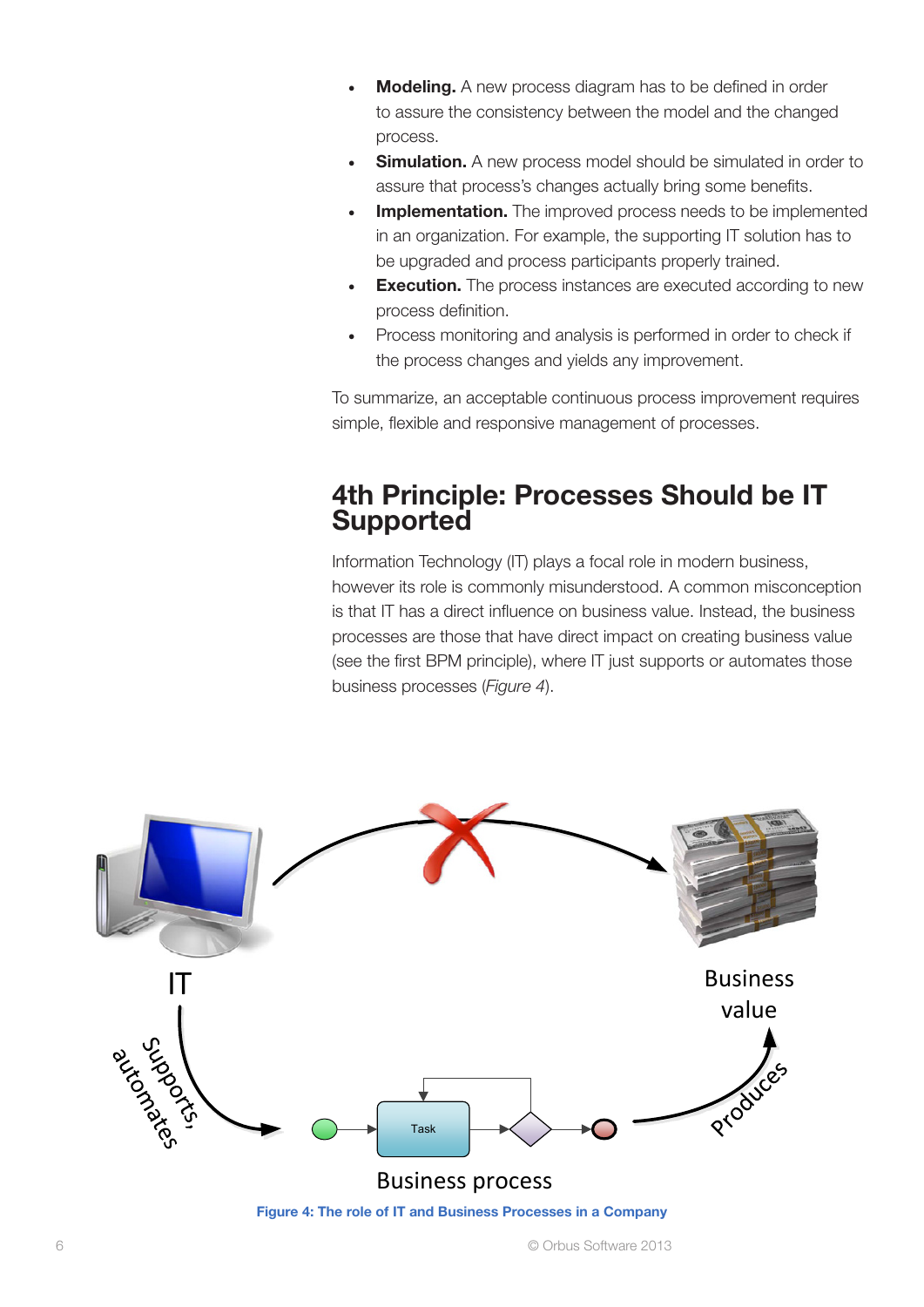- **Modeling.** A new process diagram has to be defined in order to assure the consistency between the model and the changed process.
- **Simulation.** A new process model should be simulated in order to assure that process's changes actually bring some benefits.
- **Implementation.** The improved process needs to be implemented in an organization. For example, the supporting IT solution has to be upgraded and process participants properly trained.
- **Execution.** The process instances are executed according to new process definition.
- Process monitoring and analysis is performed in order to check if the process changes and yields any improvement.

To summarize, an acceptable continuous process improvement requires simple, flexible and responsive management of processes.

## 4th Principle: Processes Should be IT Supported

Information Technology (IT) plays a focal role in modern business, however its role is commonly misunderstood. A common misconception is that IT has a direct influence on business value. Instead, the business processes are those that have direct impact on creating business value (see the first BPM principle), where IT just supports or automates those business processes (*Figure 4*).

Figure 4: The role of IT and Business Processes in a Company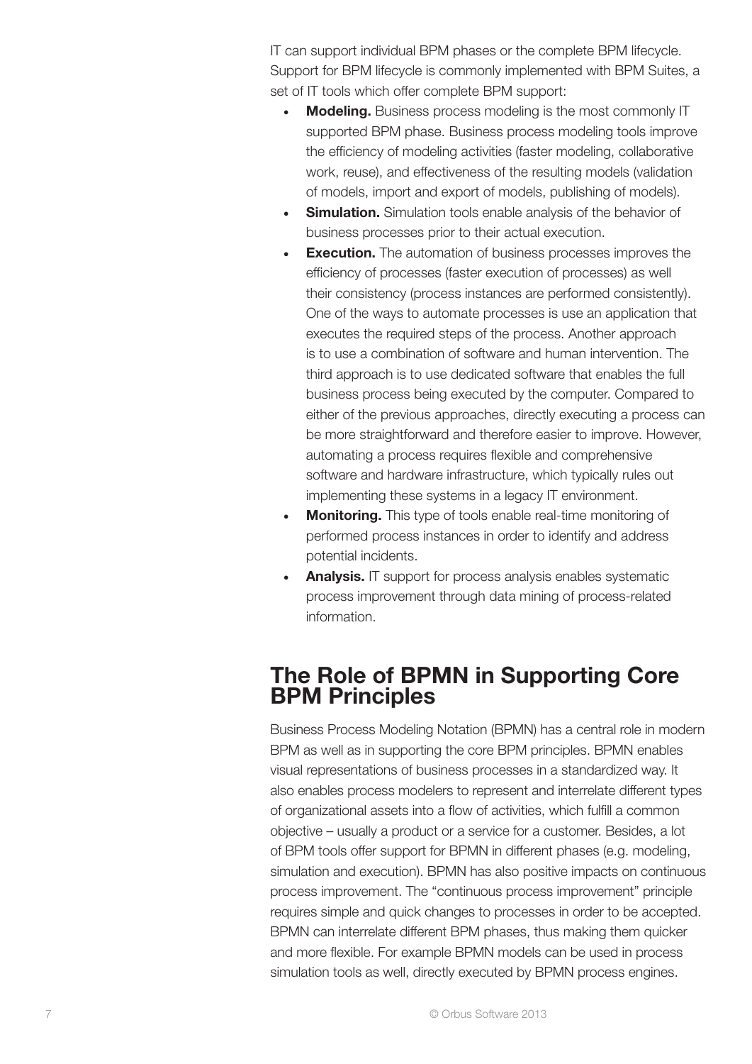IT can support individual BPM phases or the complete BPM lifecycle. Support for BPM lifecycle is commonly implemented with BPM Suites, a set of IT tools which offer complete BPM support:

- **Modeling.** Business process modeling is the most commonly IT supported BPM phase. Business process modeling tools improve the efficiency of modeling activities (faster modeling, collaborative work, reuse), and effectiveness of the resulting models (validation of models, import and export of models, publishing of models).
- **Simulation.** Simulation tools enable analysis of the behavior of business processes prior to their actual execution.
- **Execution.** The automation of business processes improves the efficiency of processes (faster execution of processes) as well their consistency (process instances are performed consistently). One of the ways to automate processes is use an application that executes the required steps of the process. Another approach is to use a combination of software and human intervention. The third approach is to use dedicated software that enables the full business process being executed by the computer. Compared to either of the previous approaches, directly executing a process can be more straightforward and therefore easier to improve. However, automating a process requires flexible and comprehensive software and hardware infrastructure, which typically rules out implementing these systems in a legacy IT environment.
- **Monitoring.** This type of tools enable real-time monitoring of performed process instances in order to identify and address potential incidents.
- **Analysis.** IT support for process analysis enables systematic process improvement through data mining of process-related information.

## The Role of BPMN in Supporting Core BPM Principles

Business Process Modeling Notation (BPMN) has a central role in modern BPM as well as in supporting the core BPM principles. BPMN enables visual representations of business processes in a standardized way. It also enables process modelers to represent and interrelate different types of organizational assets into a flow of activities, which fulfill a common objective – usually a product or a service for a customer. Besides, a lot of BPM tools offer support for BPMN in different phases (e.g. modeling, simulation and execution). BPMN has also positive impacts on continuous process improvement. The "continuous process improvement" principle requires simple and quick changes to processes in order to be accepted. BPMN can interrelate different BPM phases, thus making them quicker and more flexible. For example BPMN models can be used in process simulation tools as well, directly executed by BPMN process engines.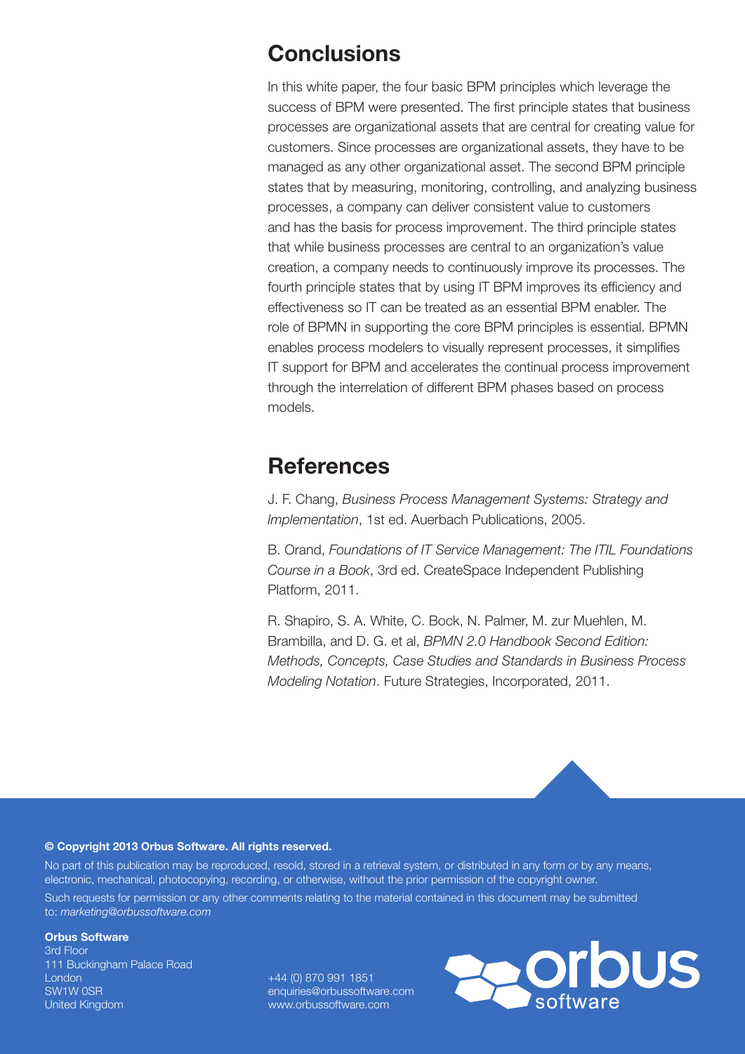## Conclusions

In this white paper, the four basic BPM principles which leverage the success of BPM were presented. The first principle states that business processes are organizational assets that are central for creating value for customers. Since processes are organizational assets, they have to be managed as any other organizational asset. The second BPM principle states that by measuring, monitoring, controlling, and analyzing business processes, a company can deliver consistent value to customers and has the basis for process improvement. The third principle states that while business processes are central to an organization's value creation, a company needs to continuously improve its processes. The fourth principle states that by using IT BPM improves its efficiency and effectiveness so IT can be treated as an essential BPM enabler. The role of BPMN in supporting the core BPM principles is essential. BPMN enables process modelers to visually represent processes, it simplifies IT support for BPM and accelerates the continual process improvement through the interrelation of different BPM phases based on process models.

## References

J. F. Chang, *Business Process Management Systems: Strategy and Implementation*, 1st ed. Auerbach Publications, 2005.

B. Orand, *Foundations of IT Service Management: The ITIL Foundations Course in a Book*, 3rd ed. CreateSpace Independent Publishing Platform, 2011.

R. Shapiro, S. A. White, C. Bock, N. Palmer, M. zur Muehlen, M. Brambilla, and D. G. et al, *BPMN 2.0 Handbook Second Edition: Methods, Concepts, Case Studies and Standards in Business Process Modeling Notation*. Future Strategies, Incorporated, 2011.

**© Copyright 2013 Orbus Software. All rights reserved.**

No part of this publication may be reproduced, resold, stored in a retrieval system, or distributed in any form or by any means, electronic, mechanical, photocopying, recording, or otherwise, without the prior permission of the copyright owner.

Such requests for permission or any other comments relating to the material contained in this document may be submitted to: *marketing@orbussoftware.com*

**Orbus Software**
3rd Floor
111 Buckingham Palace Road
London
SW1W 0SR
United Kingdom

+44 (0) 870 991 1851
enquiries@orbussoftware.com
www.orbussoftware.com

orbus software